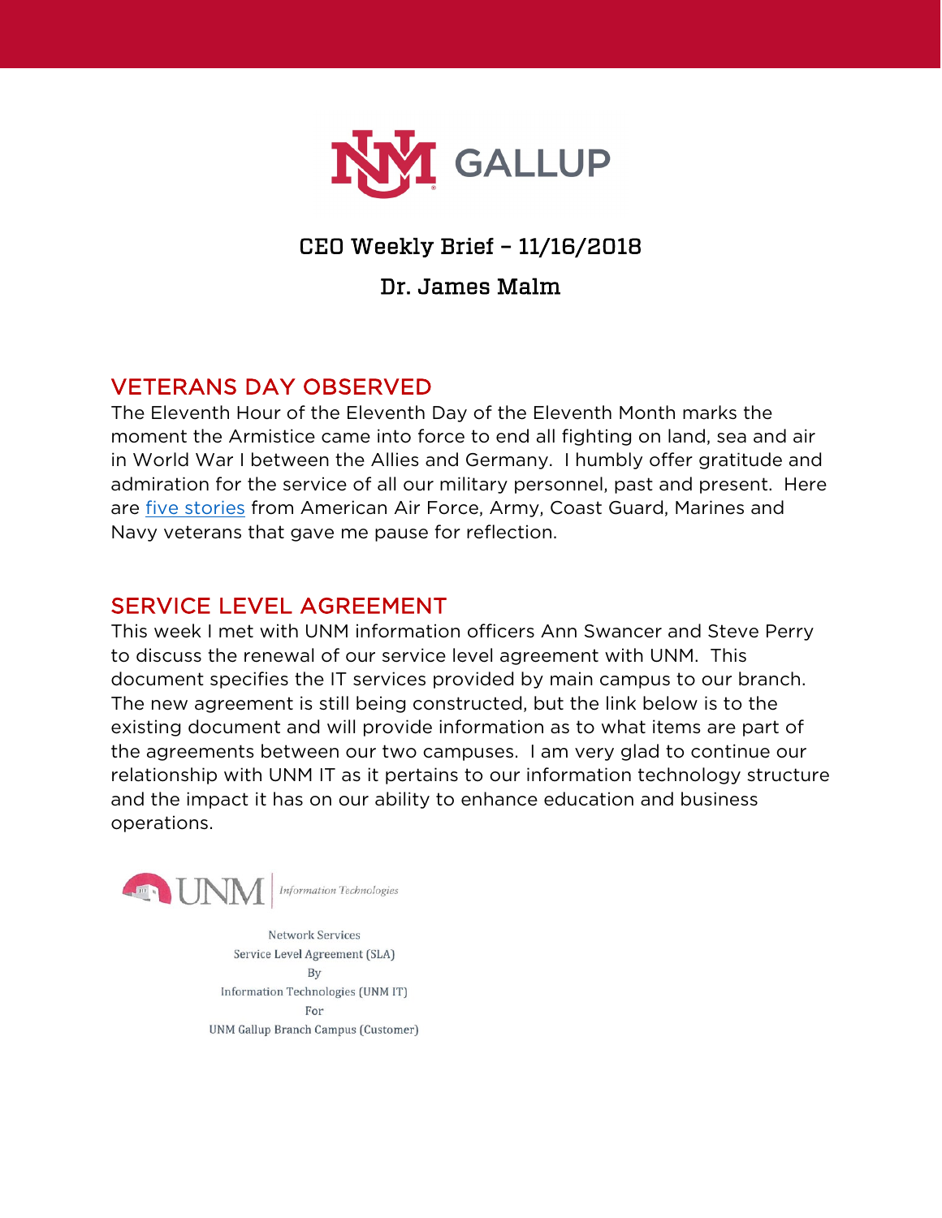# CEO Weekly Brief – 11/16/2018

## Dr. James Malm

## VETERANS DAY OBSERVED

The Eleventh Hour of the Eleventh Day of the Eleventh Month marks the moment the Armistice came into force to end all fighting on land, sea and air in World War I between the Allies and Germany. I humbly offer gratitude and admiration for the service of all our military personnel, past and present. Here are five stories from American Air Force, Army, Coast Guard, Marines and Navy veterans that gave me pause for reflection.

## SERVICE LEVEL AGREEMENT

This week I met with UNM information officers Ann Swancer and Steve Perry to discuss the renewal of our service level agreement with UNM. This document specifies the IT services provided by main campus to our branch. The new agreement is still being constructed, but the link below is to the existing document and will provide information as to what items are part of the agreements between our two campuses. I am very glad to continue our relationship with UNM IT as it pertains to our information technology structure and the impact it has on our ability to enhance education and business operations.

UNM | *Information Technologies*

Network Services
Service Level Agreement (SLA)
By
Information Technologies (UNM IT)
For
UNM Gallup Branch Campus (Customer)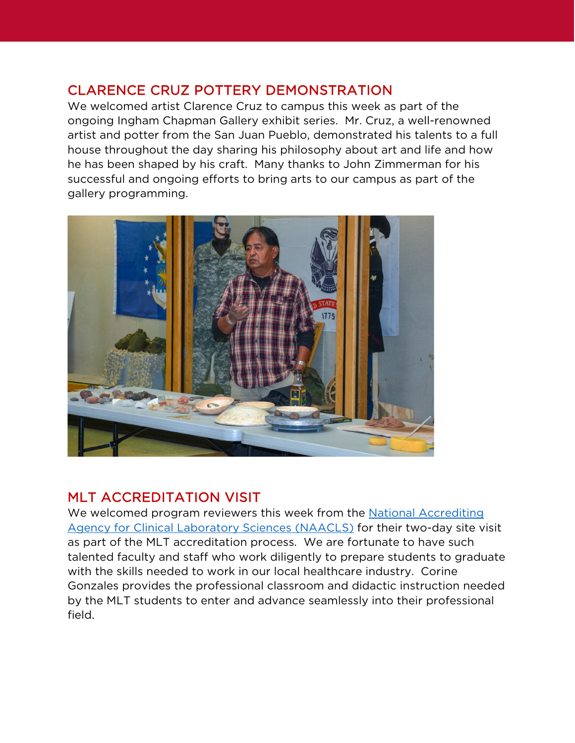## CLARENCE CRUZ POTTERY DEMONSTRATION

We welcomed artist Clarence Cruz to campus this week as part of the ongoing Ingham Chapman Gallery exhibit series. Mr. Cruz, a well-renowned artist and potter from the San Juan Pueblo, demonstrated his talents to a full house throughout the day sharing his philosophy about art and life and how he has been shaped by his craft. Many thanks to John Zimmerman for his successful and ongoing efforts to bring arts to our campus as part of the gallery programming.

## MLT ACCREDITATION VISIT

We welcomed program reviewers this week from the National Accrediting Agency for Clinical Laboratory Sciences (NAACLS) for their two-day site visit as part of the MLT accreditation process. We are fortunate to have such talented faculty and staff who work diligently to prepare students to graduate with the skills needed to work in our local healthcare industry. Corine Gonzales provides the professional classroom and didactic instruction needed by the MLT students to enter and advance seamlessly into their professional field.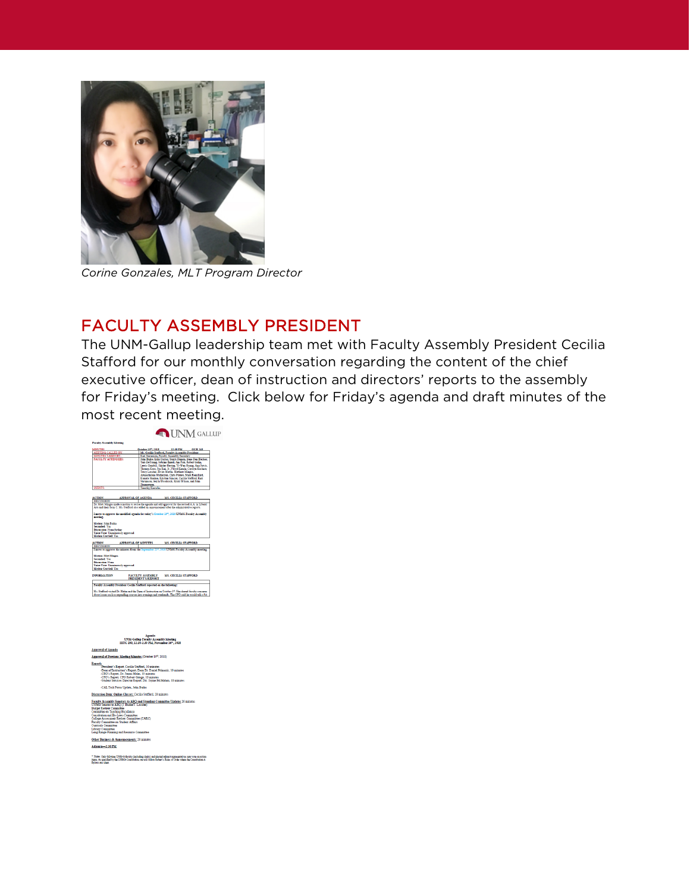*Corine Gonzales, MLT Program Director*

## FACULTY ASSEMBLY PRESIDENT

The UNM-Gallup leadership team met with Faculty Assembly President Cecilia Stafford for our monthly conversation regarding the content of the chief executive officer, dean of instruction and directors' reports to the assembly for Friday's meeting. Click below for Friday's agenda and draft minutes of the most recent meeting.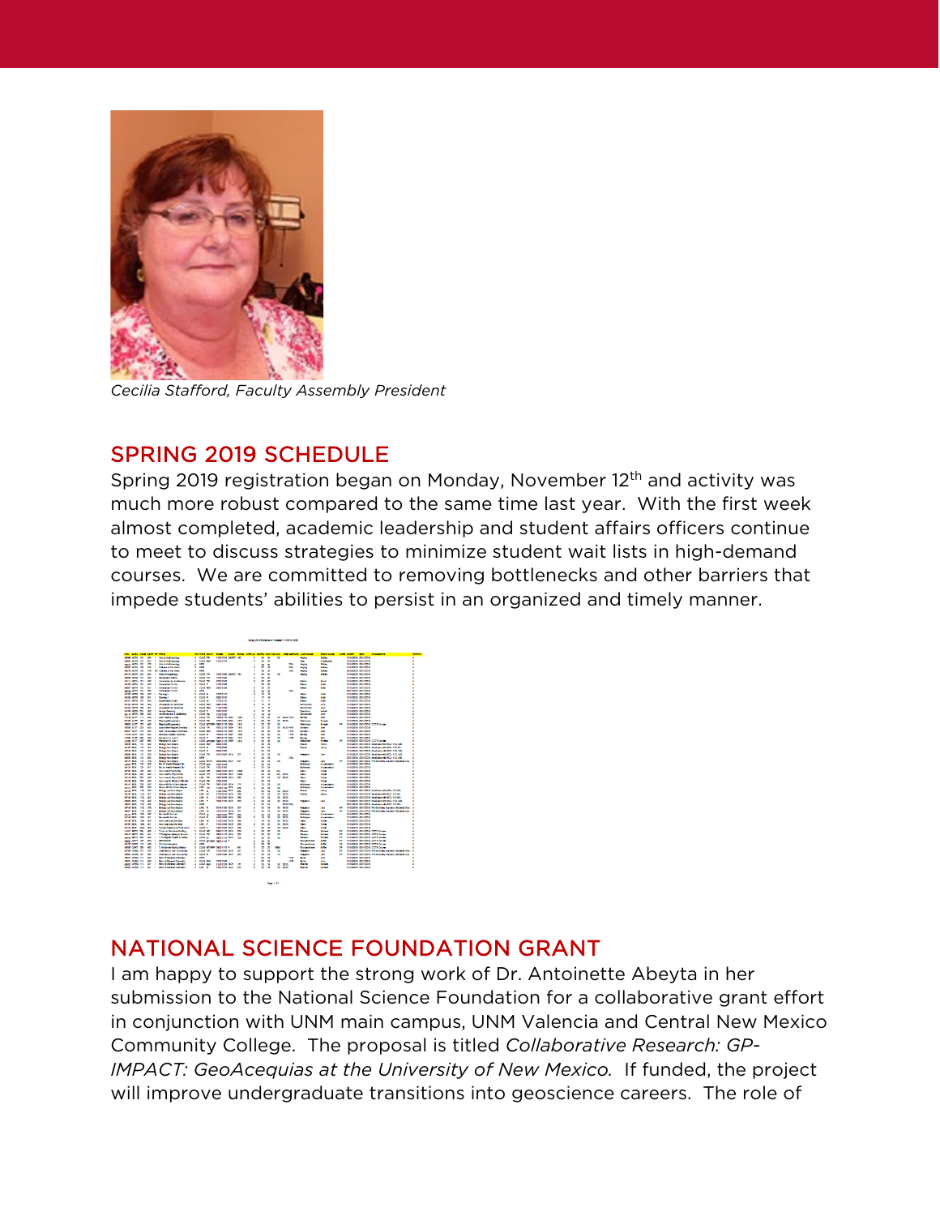Cecilia Stafford, Faculty Assembly President

## SPRING 2019 SCHEDULE

Spring 2019 registration began on Monday, November 12th and activity was much more robust compared to the same time last year. With the first week almost completed, academic leadership and student affairs officers continue to meet to discuss strategies to minimize student wait lists in high-demand courses. We are committed to removing bottlenecks and other barriers that impede students' abilities to persist in an organized and timely manner.

## NATIONAL SCIENCE FOUNDATION GRANT

I am happy to support the strong work of Dr. Antoinette Abeyta in her submission to the National Science Foundation for a collaborative grant effort in conjunction with UNM main campus, UNM Valencia and Central New Mexico Community College. The proposal is titled *Collaborative Research: GP-IMPACT: GeoAcequias at the University of New Mexico.* If funded, the project will improve undergraduate transitions into geoscience careers. The role of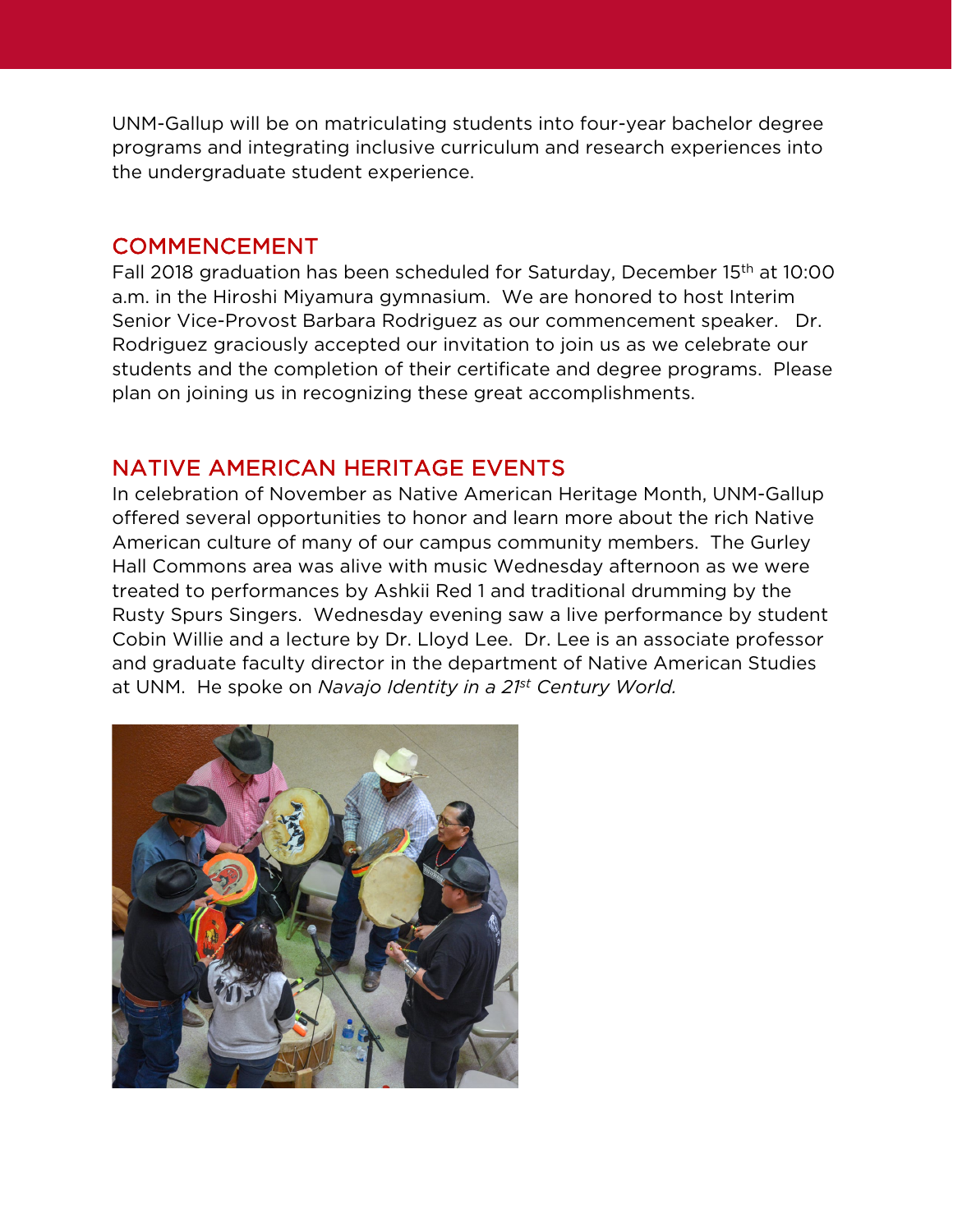UNM-Gallup will be on matriculating students into four-year bachelor degree programs and integrating inclusive curriculum and research experiences into the undergraduate student experience.

## COMMENCEMENT

Fall 2018 graduation has been scheduled for Saturday, December 15th at 10:00 a.m. in the Hiroshi Miyamura gymnasium. We are honored to host Interim Senior Vice-Provost Barbara Rodriguez as our commencement speaker. Dr. Rodriguez graciously accepted our invitation to join us as we celebrate our students and the completion of their certificate and degree programs. Please plan on joining us in recognizing these great accomplishments.

## NATIVE AMERICAN HERITAGE EVENTS

In celebration of November as Native American Heritage Month, UNM-Gallup offered several opportunities to honor and learn more about the rich Native American culture of many of our campus community members. The Gurley Hall Commons area was alive with music Wednesday afternoon as we were treated to performances by Ashkii Red 1 and traditional drumming by the Rusty Spurs Singers. Wednesday evening saw a live performance by student Cobin Willie and a lecture by Dr. Lloyd Lee. Dr. Lee is an associate professor and graduate faculty director in the department of Native American Studies at UNM. He spoke on *Navajo Identity in a 21st Century World.*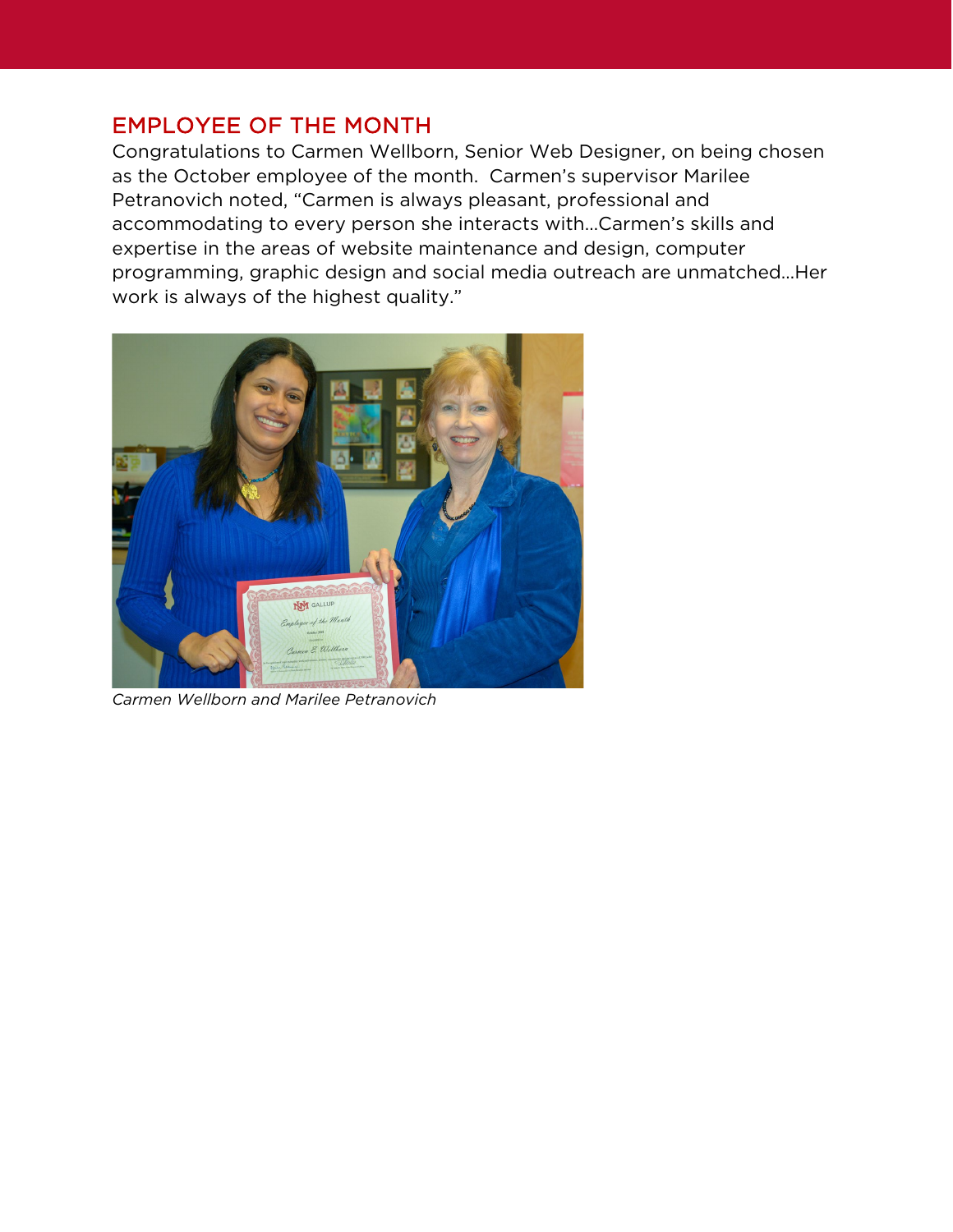## EMPLOYEE OF THE MONTH

Congratulations to Carmen Wellborn, Senior Web Designer, on being chosen as the October employee of the month.  Carmen's supervisor Marilee Petranovich noted, "Carmen is always pleasant, professional and accommodating to every person she interacts with…Carmen's skills and expertise in the areas of website maintenance and design, computer programming, graphic design and social media outreach are unmatched…Her work is always of the highest quality."

*Carmen Wellborn and Marilee Petranovich*